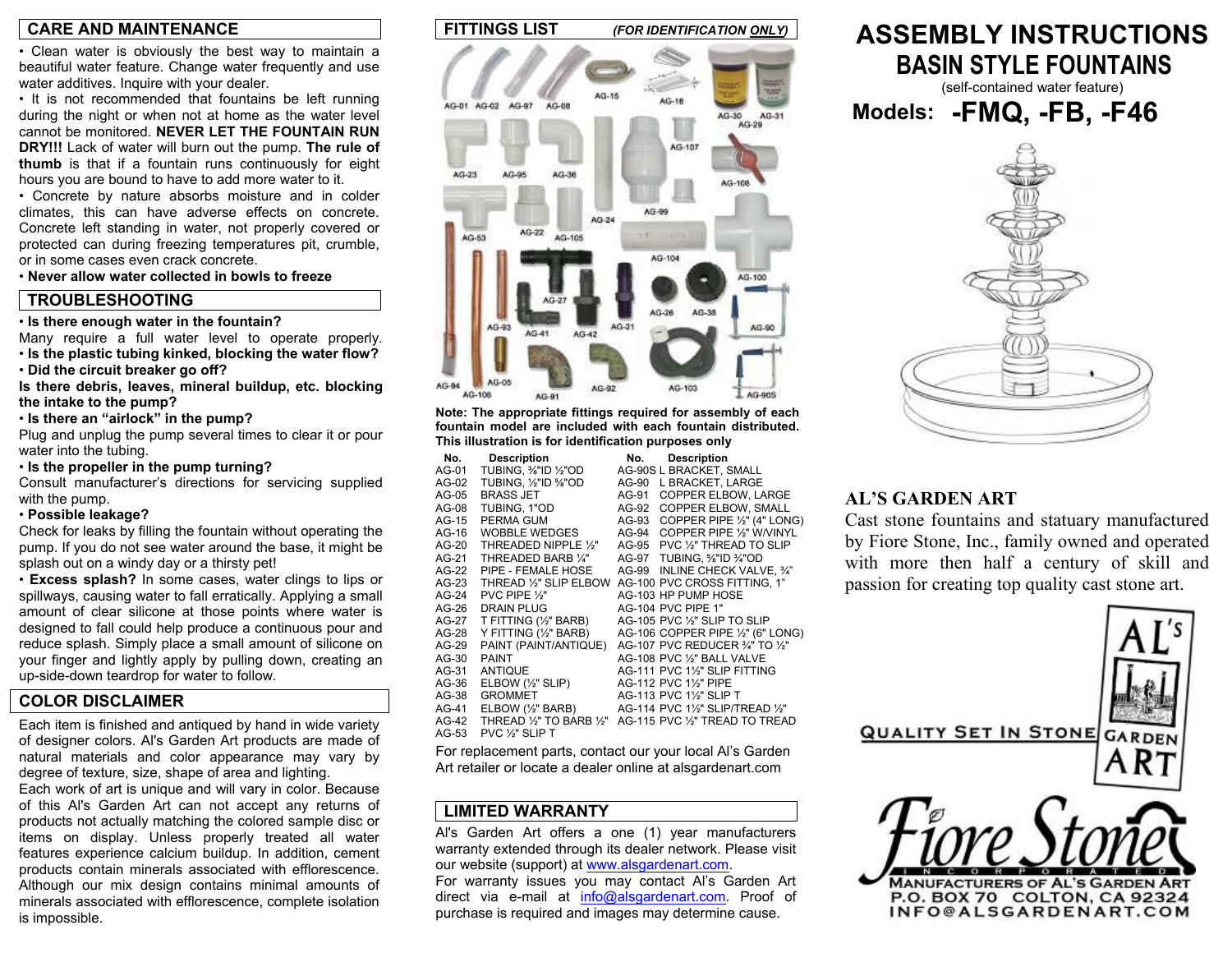## CARE AND MAINTENANCE

- Clean water is obviously the best way to maintain a beautiful water feature. Change water frequently and use water additives. Inquire with your dealer.
- It is not recommended that fountains be left running during the night or when not at home as the water level cannot be monitored. **NEVER LET THE FOUNTAIN RUN DRY!!!** Lack of water will burn out the pump. **The rule of thumb** is that if a fountain runs continuously for eight hours you are bound to have to add more water to it.
- Concrete by nature absorbs moisture and in colder climates, this can have adverse effects on concrete. Concrete left standing in water, not properly covered or protected can during freezing temperatures pit, crumble, or in some cases even crack concrete.
- **Never allow water collected in bowls to freeze**

## TROUBLESHOOTING

- **Is there enough water in the fountain?**

Many require a full water level to operate properly.

- **Is the plastic tubing kinked, blocking the water flow?**
- **Did the circuit breaker go off?**

**Is there debris, leaves, mineral buildup, etc. blocking the intake to the pump?**

- **Is there an "airlock" in the pump?**

Plug and unplug the pump several times to clear it or pour water into the tubing.

- **Is the propeller in the pump turning?**

Consult manufacturer's directions for servicing supplied with the pump.

- **Possible leakage?**

Check for leaks by filling the fountain without operating the pump. If you do not see water around the base, it might be splash out on a windy day or a thirsty pet!

- **Excess splash?** In some cases, water clings to lips or spillways, causing water to fall erratically. Applying a small amount of clear silicone at those points where water is designed to fall could help produce a continuous pour and reduce splash. Simply place a small amount of silicone on your finger and lightly apply by pulling down, creating an up-side-down teardrop for water to follow.

## COLOR DISCLAIMER

Each item is finished and antiqued by hand in wide variety of designer colors. Al's Garden Art products are made of natural materials and color appearance may vary by degree of texture, size, shape of area and lighting.

Each work of art is unique and will vary in color. Because of this Al's Garden Art can not accept any returns of products not actually matching the colored sample disc or items on display. Unless properly treated all water features experience calcium buildup. In addition, cement products contain minerals associated with efflorescence. Although our mix design contains minimal amounts of minerals associated with efflorescence, complete isolation is impossible.

## FITTINGS LIST *(FOR IDENTIFICATION ONLY)*

**Note: The appropriate fittings required for assembly of each fountain model are included with each fountain distributed. This illustration is for identification purposes only**

| No. | Description | No. | Description |
|---|---|---|---|
| AG-01 | TUBING, ⅜"ID ½"OD | AG-90S | L BRACKET, SMALL |
| AG-02 | TUBING, ½"ID ⅝"OD | AG-90 | L BRACKET, LARGE |
| AG-05 | BRASS JET | AG-91 | COPPER ELBOW, LARGE |
| AG-08 | TUBING, 1"OD | AG-92 | COPPER ELBOW, SMALL |
| AG-15 | PERMA GUM | AG-93 | COPPER PIPE ½" (4" LONG) |
| AG-16 | WOBBLE WEDGES | AG-94 | COPPER PIPE ½" W/VINYL |
| AG-20 | THREADED NIPPLE ½" | AG-95 | PVC ½" THREAD TO SLIP |
| AG-21 | THREADED BARB ¼" | AG-97 | TUBING, ⅝"ID ¾"OD |
| AG-22 | PIPE - FEMALE HOSE | AG-99 | INLINE CHECK VALVE, ¾" |
| AG-23 | THREAD ½" SLIP ELBOW | AG-100 | PVC CROSS FITTING, 1" |
| AG-24 | PVC PIPE ½" | AG-103 | HP PUMP HOSE |
| AG-26 | DRAIN PLUG | AG-104 | PVC PIPE 1" |
| AG-27 | T FITTING (½" BARB) | AG-105 | PVC ½" SLIP TO SLIP |
| AG-28 | Y FITTING (½" BARB) | AG-106 | COPPER PIPE ½" (6" LONG) |
| AG-29 | PAINT (PAINT/ANTIQUE) | AG-107 | PVC REDUCER ¾" TO ½" |
| AG-30 | PAINT | AG-108 | PVC ½" BALL VALVE |
| AG-31 | ANTIQUE | AG-111 | PVC 1½" SLIP FITTING |
| AG-36 | ELBOW (½" SLIP) | AG-112 | PVC 1½" PIPE |
| AG-38 | GROMMET | AG-113 | PVC 1½" SLIP T |
| AG-41 | ELBOW (½" BARB) | AG-114 | PVC 1½" SLIP/TREAD ½" |
| AG-42 | THREAD ½" TO BARB ½" | AG-115 | PVC ½" TREAD TO TREAD |
| AG-53 | PVC ½" SLIP T | | |

For replacement parts, contact our your local Al's Garden Art retailer or locate a dealer online at alsgardenart.com

## LIMITED WARRANTY

Al's Garden Art offers a one (1) year manufacturers warranty extended through its dealer network. Please visit our website (support) at www.alsgardenart.com.

For warranty issues you may contact Al's Garden Art direct via e-mail at info@alsgardenart.com. Proof of purchase is required and images may determine cause.

# ASSEMBLY INSTRUCTIONS

## BASIN STYLE FOUNTAINS

(self-contained water feature)

## Models: -FMQ, -FB, -F46

### AL'S GARDEN ART

Cast stone fountains and statuary manufactured by Fiore Stone, Inc., family owned and operated with more then half a century of skill and passion for creating top quality cast stone art.

QUALITY SET IN STONE

AL'S GARDEN ART

Fiore Stone INCORPORATED

MANUFACTURERS OF AL'S GARDEN ART
P.O. BOX 70 COLTON, CA 92324
INFO@ALSGARDENART.COM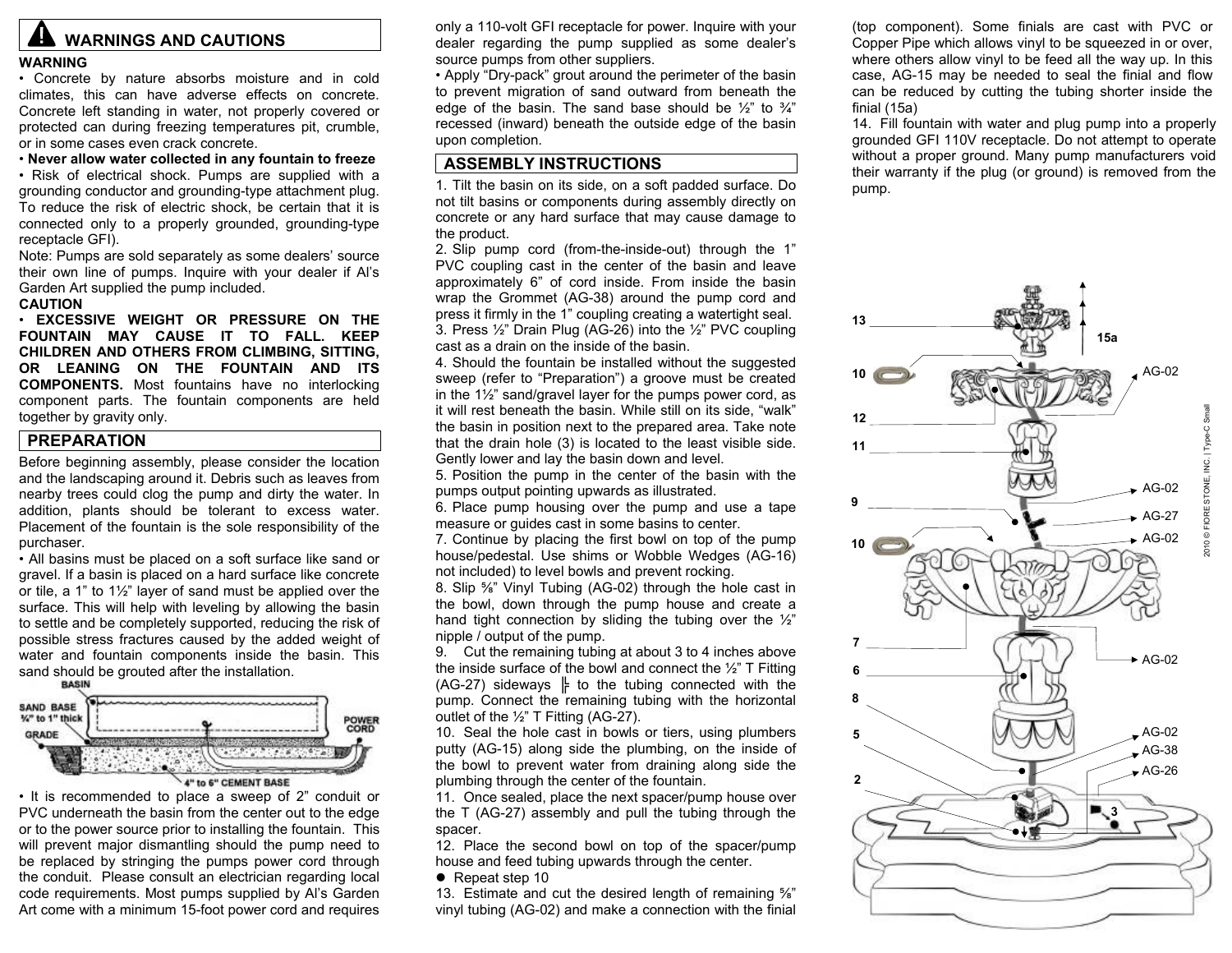## ⚠ WARNINGS AND CAUTIONS

**WARNING**

- Concrete by nature absorbs moisture and in cold climates, this can have adverse effects on concrete. Concrete left standing in water, not properly covered or protected can during freezing temperatures pit, crumble, or in some cases even crack concrete.
- **Never allow water collected in any fountain to freeze**
- Risk of electrical shock. Pumps are supplied with a grounding conductor and grounding-type attachment plug. To reduce the risk of electric shock, be certain that it is connected only to a properly grounded, grounding-type receptacle GFI).

Note: Pumps are sold separately as some dealers' source their own line of pumps. Inquire with your dealer if Al's Garden Art supplied the pump included.

**CAUTION**

- **EXCESSIVE WEIGHT OR PRESSURE ON THE FOUNTAIN MAY CAUSE IT TO FALL. KEEP CHILDREN AND OTHERS FROM CLIMBING, SITTING, OR LEANING ON THE FOUNTAIN AND ITS COMPONENTS.** Most fountains have no interlocking component parts. The fountain components are held together by gravity only.

## PREPARATION

Before beginning assembly, please consider the location and the landscaping around it. Debris such as leaves from nearby trees could clog the pump and dirty the water. In addition, plants should be tolerant to excess water. Placement of the fountain is the sole responsibility of the purchaser.

- All basins must be placed on a soft surface like sand or gravel. If a basin is placed on a hard surface like concrete or tile, a 1" to 1½" layer of sand must be applied over the surface. This will help with leveling by allowing the basin to settle and be completely supported, reducing the risk of possible stress fractures caused by the added weight of water and fountain components inside the basin. This sand should be grouted after the installation.

BASIN
SAND BASE ¾" to 1" thick
GRADE
POWER CORD
4" to 6" CEMENT BASE

- It is recommended to place a sweep of 2" conduit or PVC underneath the basin from the center out to the edge or to the power source prior to installing the fountain. This will prevent major dismantling should the pump need to be replaced by stringing the pumps power cord through the conduit. Please consult an electrician regarding local code requirements. Most pumps supplied by Al's Garden Art come with a minimum 15-foot power cord and requires only a 110-volt GFI receptacle for power. Inquire with your dealer regarding the pump supplied as some dealer's source pumps from other suppliers.
- Apply "Dry-pack" grout around the perimeter of the basin to prevent migration of sand outward from beneath the edge of the basin. The sand base should be ½" to ¾" recessed (inward) beneath the outside edge of the basin upon completion.

## ASSEMBLY INSTRUCTIONS

1. Tilt the basin on its side, on a soft padded surface. Do not tilt basins or components during assembly directly on concrete or any hard surface that may cause damage to the product.
2. Slip pump cord (from-the-inside-out) through the 1" PVC coupling cast in the center of the basin and leave approximately 6" of cord inside. From inside the basin wrap the Grommet (AG-38) around the pump cord and press it firmly in the 1" coupling creating a watertight seal.
3. Press ½" Drain Plug (AG-26) into the ½" PVC coupling cast as a drain on the inside of the basin.
4. Should the fountain be installed without the suggested sweep (refer to "Preparation") a groove must be created in the 1½" sand/gravel layer for the pumps power cord, as it will rest beneath the basin. While still on its side, "walk" the basin in position next to the prepared area. Take note that the drain hole (3) is located to the least visible side. Gently lower and lay the basin down and level.
5. Position the pump in the center of the basin with the pumps output pointing upwards as illustrated.
6. Place pump housing over the pump and use a tape measure or guides cast in some basins to center.
7. Continue by placing the first bowl on top of the pump house/pedestal. Use shims or Wobble Wedges (AG-16) (not included) to level bowls and prevent rocking.
8. Slip ⅝" Vinyl Tubing (AG-02) through the hole cast in the bowl, down through the pump house and create a hand tight connection by sliding the tubing over the ½" nipple / output of the pump.
9. Cut the remaining tubing at about 3 to 4 inches above the inside surface of the bowl and connect the ½" T Fitting (AG-27) sideways ╞ to the tubing connected with the pump. Connect the remaining tubing with the horizontal outlet of the ½" T Fitting (AG-27).
10. Seal the hole cast in bowls or tiers, using plumbers putty (AG-15) along side the plumbing, on the inside of the bowl to prevent water from draining along side the plumbing through the center of the fountain.
11. Once sealed, place the next spacer/pump house over the T (AG-27) assembly and pull the tubing through the spacer.
12. Place the second bowl on top of the spacer/pump house and feed tubing upwards through the center.
- Repeat step 10
13. Estimate and cut the desired length of remaining ⅝" vinyl tubing (AG-02) and make a connection with the finial (top component). Some finials are cast with PVC or Copper Pipe which allows vinyl to be squeezed in or over, where others allow vinyl to be feed all the way up. In this case, AG-15 may be needed to seal the finial and flow can be reduced by cutting the tubing shorter inside the finial (15a)
14. Fill fountain with water and plug pump into a properly grounded GFI 110V receptacle. Do not attempt to operate without a proper ground. Many pump manufacturers void their warranty if the plug (or ground) is removed from the pump.

13, 15a, 10, AG-02, 12, 11, AG-02, 9, AG-27, 10, AG-02, 7, AG-02, 6, 8, 5, AG-02, AG-38, AG-26, 2, 3

2010 © FIORE STONE, INC. | Type-C Small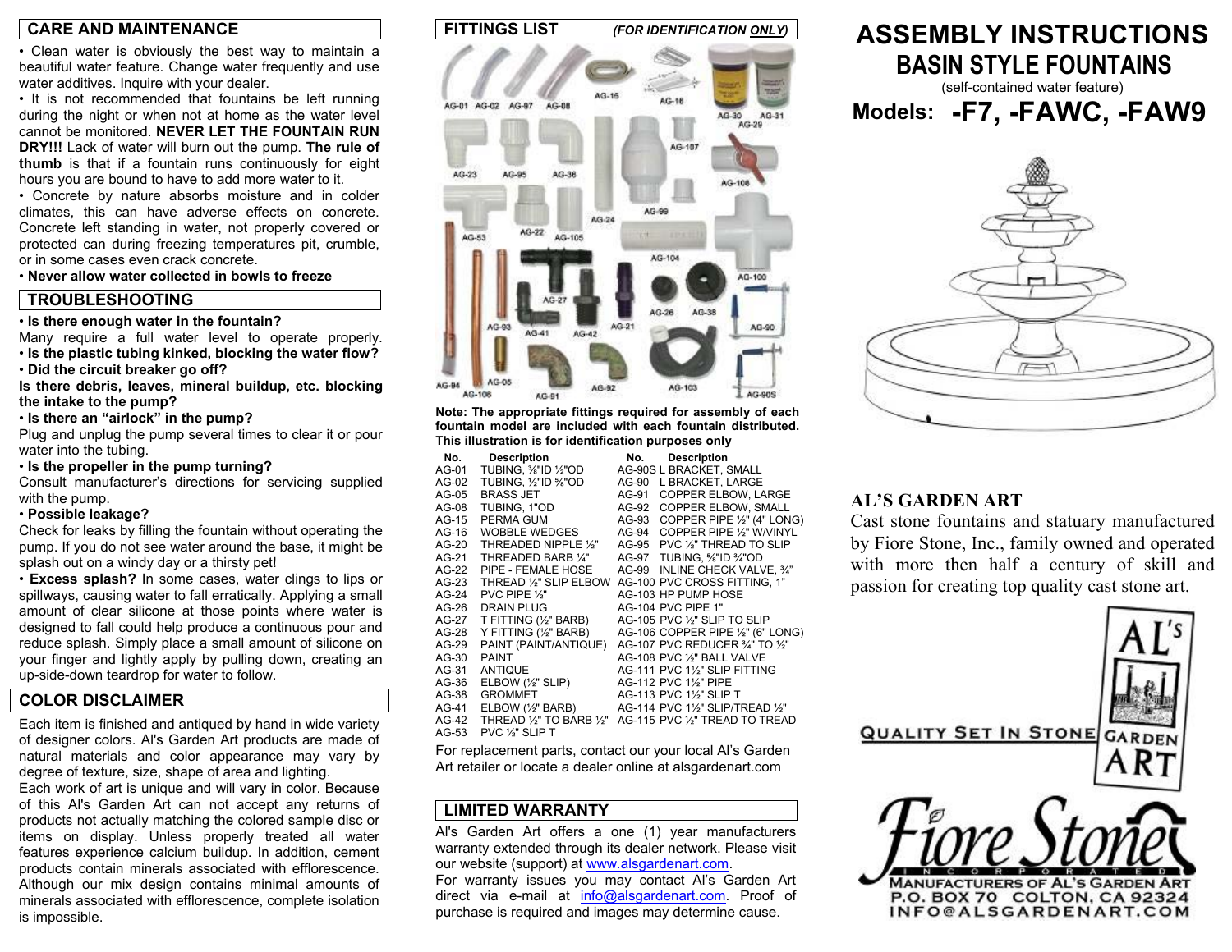## CARE AND MAINTENANCE

- Clean water is obviously the best way to maintain a beautiful water feature. Change water frequently and use water additives. Inquire with your dealer.
- It is not recommended that fountains be left running during the night or when not at home as the water level cannot be monitored. **NEVER LET THE FOUNTAIN RUN DRY!!!** Lack of water will burn out the pump. **The rule of thumb** is that if a fountain runs continuously for eight hours you are bound to have to add more water to it.
- Concrete by nature absorbs moisture and in colder climates, this can have adverse effects on concrete. Concrete left standing in water, not properly covered or protected can during freezing temperatures pit, crumble, or in some cases even crack concrete.
- **Never allow water collected in bowls to freeze**

## TROUBLESHOOTING

- **Is there enough water in the fountain?**

Many require a full water level to operate properly.

- **Is the plastic tubing kinked, blocking the water flow?**
- **Did the circuit breaker go off?**

**Is there debris, leaves, mineral buildup, etc. blocking the intake to the pump?**

- **Is there an "airlock" in the pump?**

Plug and unplug the pump several times to clear it or pour water into the tubing.

- **Is the propeller in the pump turning?**

Consult manufacturer's directions for servicing supplied with the pump.

- **Possible leakage?**

Check for leaks by filling the fountain without operating the pump. If you do not see water around the base, it might be splash out on a windy day or a thirsty pet!

- **Excess splash?** In some cases, water clings to lips or spillways, causing water to fall erratically. Applying a small amount of clear silicone at those points where water is designed to fall could help produce a continuous pour and reduce splash. Simply place a small amount of silicone on your finger and lightly apply by pulling down, creating an up-side-down teardrop for water to follow.

## COLOR DISCLAIMER

Each item is finished and antiqued by hand in wide variety of designer colors. Al's Garden Art products are made of natural materials and color appearance may vary by degree of texture, size, shape of area and lighting.

Each work of art is unique and will vary in color. Because of this Al's Garden Art can not accept any returns of products not actually matching the colored sample disc or items on display. Unless properly treated all water features experience calcium buildup. In addition, cement products contain minerals associated with efflorescence. Although our mix design contains minimal amounts of minerals associated with efflorescence, complete isolation is impossible.

## FITTINGS LIST *(FOR IDENTIFICATION ONLY)*

**Note: The appropriate fittings required for assembly of each fountain model are included with each fountain distributed. This illustration is for identification purposes only**

| No. | Description | No. | Description |
|---|---|---|---|
| AG-01 | TUBING, ⅜"ID ½"OD | AG-90S | L BRACKET, SMALL |
| AG-02 | TUBING, ½"ID ⅝"OD | AG-90 | L BRACKET, LARGE |
| AG-05 | BRASS JET | AG-91 | COPPER ELBOW, LARGE |
| AG-08 | TUBING, 1"OD | AG-92 | COPPER ELBOW, SMALL |
| AG-15 | PERMA GUM | AG-93 | COPPER PIPE ½" (4" LONG) |
| AG-16 | WOBBLE WEDGES | AG-94 | COPPER PIPE ½" W/VINYL |
| AG-20 | THREADED NIPPLE ½" | AG-95 | PVC ½" THREAD TO SLIP |
| AG-21 | THREADED BARB ¼" | AG-97 | TUBING, ⅝"ID ¾"OD |
| AG-22 | PIPE - FEMALE HOSE | AG-99 | INLINE CHECK VALVE, ¾" |
| AG-23 | THREAD ½" SLIP ELBOW | AG-100 | PVC CROSS FITTING, 1" |
| AG-24 | PVC PIPE ½" | AG-103 | HP PUMP HOSE |
| AG-26 | DRAIN PLUG | AG-104 | PVC PIPE 1" |
| AG-27 | T FITTING (½" BARB) | AG-105 | PVC ½" SLIP TO SLIP |
| AG-28 | Y FITTING (½" BARB) | AG-106 | COPPER PIPE ½" (6" LONG) |
| AG-29 | PAINT (PAINT/ANTIQUE) | AG-107 | PVC REDUCER ¾" TO ½" |
| AG-30 | PAINT | AG-108 | PVC ½" BALL VALVE |
| AG-31 | ANTIQUE | AG-111 | PVC 1½" SLIP FITTING |
| AG-36 | ELBOW (½" SLIP) | AG-112 | PVC 1½" PIPE |
| AG-38 | GROMMET | AG-113 | PVC 1½" SLIP T |
| AG-41 | ELBOW (½" BARB) | AG-114 | PVC 1½" SLIP/TREAD ½" |
| AG-42 | THREAD ½" TO BARB ½" | AG-115 | PVC ½" TREAD TO TREAD |
| AG-53 | PVC ½" SLIP T | | |

For replacement parts, contact our your local Al's Garden Art retailer or locate a dealer online at alsgardenart.com

## LIMITED WARRANTY

Al's Garden Art offers a one (1) year manufacturers warranty extended through its dealer network. Please visit our website (support) at www.alsgardenart.com.

For warranty issues you may contact Al's Garden Art direct via e-mail at info@alsgardenart.com. Proof of purchase is required and images may determine cause.

# ASSEMBLY INSTRUCTIONS
# BASIN STYLE FOUNTAINS

(self-contained water feature)

## Models: -F7, -FAWC, -FAW9

### AL'S GARDEN ART

Cast stone fountains and statuary manufactured by Fiore Stone, Inc., family owned and operated with more then half a century of skill and passion for creating top quality cast stone art.

QUALITY SET IN STONE — AL'S GARDEN ART

Fiore Stone INCORPORATED

MANUFACTURERS OF AL'S GARDEN ART
P.O. BOX 70 COLTON, CA 92324
INFO@ALSGARDENART.COM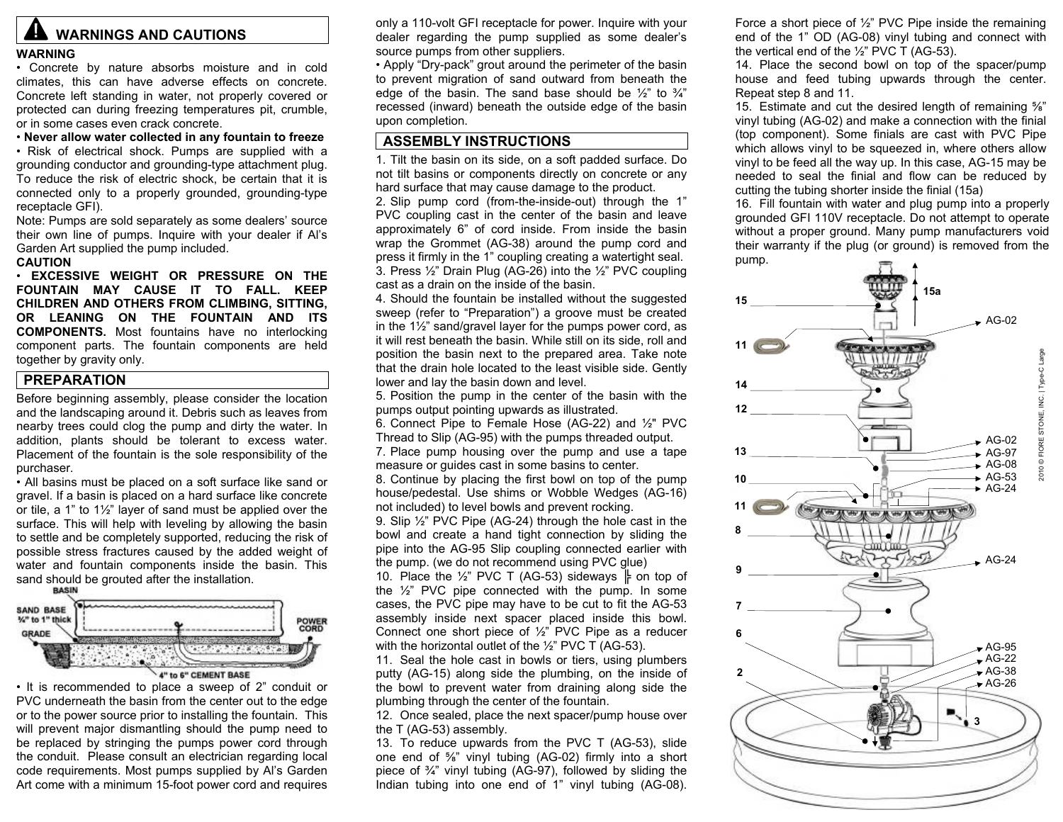## ⚠ WARNINGS AND CAUTIONS

**WARNING**

• Concrete by nature absorbs moisture and in cold climates, this can have adverse effects on concrete. Concrete left standing in water, not properly covered or protected can during freezing temperatures pit, crumble, or in some cases even crack concrete.

• **Never allow water collected in any fountain to freeze**

• Risk of electrical shock. Pumps are supplied with a grounding conductor and grounding-type attachment plug. To reduce the risk of electric shock, be certain that it is connected only to a properly grounded, grounding-type receptacle GFI).

Note: Pumps are sold separately as some dealers' source their own line of pumps. Inquire with your dealer if Al's Garden Art supplied the pump included.

**CAUTION**

• **EXCESSIVE WEIGHT OR PRESSURE ON THE FOUNTAIN MAY CAUSE IT TO FALL. KEEP CHILDREN AND OTHERS FROM CLIMBING, SITTING, OR LEANING ON THE FOUNTAIN AND ITS COMPONENTS.** Most fountains have no interlocking component parts. The fountain components are held together by gravity only.

## PREPARATION

Before beginning assembly, please consider the location and the landscaping around it. Debris such as leaves from nearby trees could clog the pump and dirty the water. In addition, plants should be tolerant to excess water. Placement of the fountain is the sole responsibility of the purchaser.

• All basins must be placed on a soft surface like sand or gravel. If a basin is placed on a hard surface like concrete or tile, a 1" to 1½" layer of sand must be applied over the surface. This will help with leveling by allowing the basin to settle and be completely supported, reducing the risk of possible stress fractures caused by the added weight of water and fountain components inside the basin. This sand should be grouted after the installation.

BASIN
SAND BASE ¾" to 1" thick
GRADE
POWER CORD
4" to 6" CEMENT BASE

• It is recommended to place a sweep of 2" conduit or PVC underneath the basin from the center out to the edge or to the power source prior to installing the fountain. This will prevent major dismantling should the pump need to be replaced by stringing the pumps power cord through the conduit. Please consult an electrician regarding local code requirements. Most pumps supplied by Al's Garden Art come with a minimum 15-foot power cord and requires only a 110-volt GFI receptacle for power. Inquire with your dealer regarding the pump supplied as some dealer's source pumps from other suppliers.

• Apply "Dry-pack" grout around the perimeter of the basin to prevent migration of sand outward from beneath the edge of the basin. The sand base should be ½" to ¾" recessed (inward) beneath the outside edge of the basin upon completion.

## ASSEMBLY INSTRUCTIONS

1. Tilt the basin on its side, on a soft padded surface. Do not tilt basins or components directly on concrete or any hard surface that may cause damage to the product.
2. Slip pump cord (from-the-inside-out) through the 1" PVC coupling cast in the center of the basin and leave approximately 6" of cord inside. From inside the basin wrap the Grommet (AG-38) around the pump cord and press it firmly in the 1" coupling creating a watertight seal.
3. Press ½" Drain Plug (AG-26) into the ½" PVC coupling cast as a drain on the inside of the basin.
4. Should the fountain be installed without the suggested sweep (refer to "Preparation") a groove must be created in the 1½" sand/gravel layer for the pumps power cord, as it will rest beneath the basin. While still on its side, roll and position the basin next to the prepared area. Take note that the drain hole located to the least visible side. Gently lower and lay the basin down and level.
5. Position the pump in the center of the basin with the pumps output pointing upwards as illustrated.
6. Connect Pipe to Female Hose (AG-22) and ½" PVC Thread to Slip (AG-95) with the pumps threaded output.
7. Place pump housing over the pump and use a tape measure or guides cast in some basins to center.
8. Continue by placing the first bowl on top of the pump house/pedestal. Use shims or Wobble Wedges (AG-16) not included) to level bowls and prevent rocking.
9. Slip ½" PVC Pipe (AG-24) through the hole cast in the bowl and create a hand tight connection by sliding the pipe into the AG-95 Slip coupling connected earlier with the pump. (we do not recommend using PVC glue)
10. Place the ½" PVC T (AG-53) sideways ╞ on top of the ½" PVC pipe connected with the pump. In some cases, the PVC pipe may have to be cut to fit the AG-53 assembly inside next spacer placed inside this bowl. Connect one short piece of ½" PVC Pipe as a reducer with the horizontal outlet of the ½" PVC T (AG-53).
11. Seal the hole cast in bowls or tiers, using plumbers putty (AG-15) along side the plumbing, on the inside of the bowl to prevent water from draining along side the plumbing through the center of the fountain.
12. Once sealed, place the next spacer/pump house over the T (AG-53) assembly.
13. To reduce upwards from the PVC T (AG-53), slide one end of ⅝" vinyl tubing (AG-02) firmly into a short piece of ¾" vinyl tubing (AG-97), followed by sliding the Indian tubing into one end of 1" vinyl tubing (AG-08). Force a short piece of ½" PVC Pipe inside the remaining end of the 1" OD (AG-08) vinyl tubing and connect with the vertical end of the ½" PVC T (AG-53).
14. Place the second bowl on top of the spacer/pump house and feed tubing upwards through the center. Repeat step 8 and 11.
15. Estimate and cut the desired length of remaining ⅝" vinyl tubing (AG-02) and make a connection with the finial (top component). Some finials are cast with PVC Pipe which allows vinyl to be squeezed in, where others allow vinyl to be feed all the way up. In this case, AG-15 may be needed to seal the finial and flow can be reduced by cutting the tubing shorter inside the finial (15a)
16. Fill fountain with water and plug pump into a properly grounded GFI 110V receptacle. Do not attempt to operate without a proper ground. Many pump manufacturers void their warranty if the plug (or ground) is removed from the pump.

15a
15
AG-02
11
14
12
AG-02
AG-97
13
AG-08
AG-53
10
AG-24
11
8
AG-24
9
7
6
AG-95
AG-22
2
AG-38
AG-26
3

2010 © FIORE STONE, INC. | Type-C Large